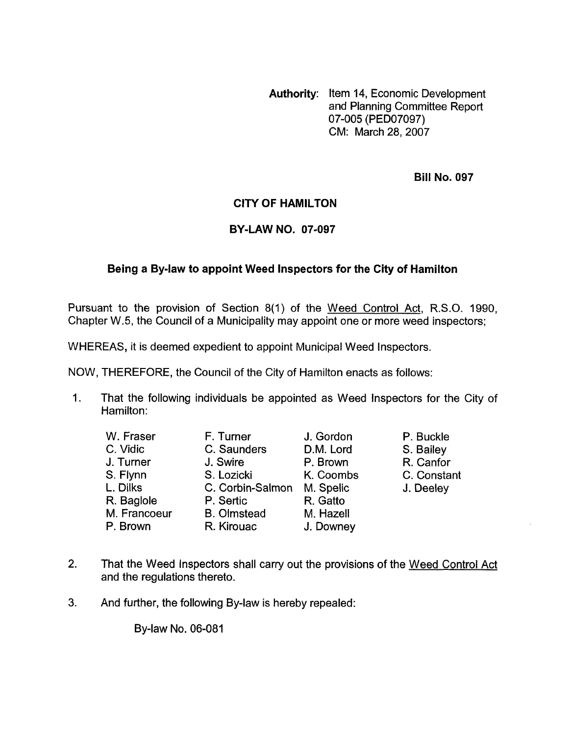**Authority:** Item 14, Economic Development and Planning Committee Report 07-005 (PED07097)
CM: March 28, 2007

**Bill No. 097**

# CITY OF HAMILTON

## BY-LAW NO. 07-097

### Being a By-law to appoint Weed Inspectors for the City of Hamilton

Pursuant to the provision of Section 8(1) of the Weed Control Act, R.S.O. 1990, Chapter W.5, the Council of a Municipality may appoint one or more weed inspectors;

WHEREAS, it is deemed expedient to appoint Municipal Weed Inspectors.

NOW, THEREFORE, the Council of the City of Hamilton enacts as follows:

1. That the following individuals be appointed as Weed Inspectors for the City of Hamilton:

| | | | |
|---|---|---|---|
| W. Fraser | F. Turner | J. Gordon | P. Buckle |
| C. Vidic | C. Saunders | D.M. Lord | S. Bailey |
| J. Turner | J. Swire | P. Brown | R. Canfor |
| S. Flynn | S. Lozicki | K. Coombs | C. Constant |
| L. Dilks | C. Corbin-Salmon | M. Spelic | J. Deeley |
| R. Baglole | P. Sertic | R. Gatto | |
| M. Francoeur | B. Olmstead | M. Hazell | |
| P. Brown | R. Kirouac | J. Downey | |

2. That the Weed Inspectors shall carry out the provisions of the Weed Control Act and the regulations thereto.

3. And further, the following By-law is hereby repealed:

   By-law No. 06-081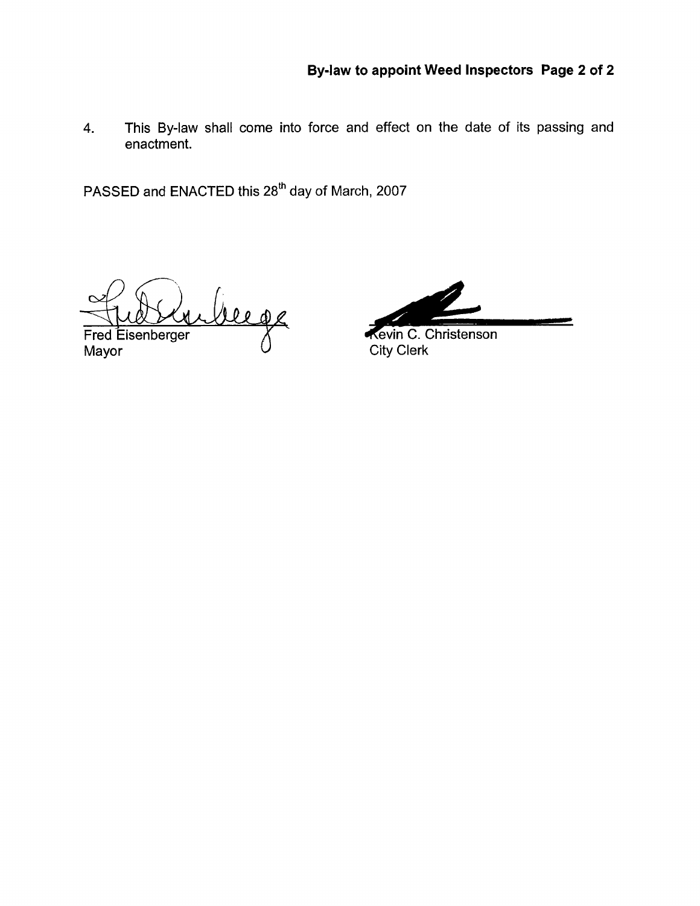4. This By-law shall come into force and effect on the date of its passing and enactment.

PASSED and ENACTED this 28th day of March, 2007

| | |
|---|---|
| Fred Eisenberger | Kevin C. Christenson |
| Mayor | City Clerk |